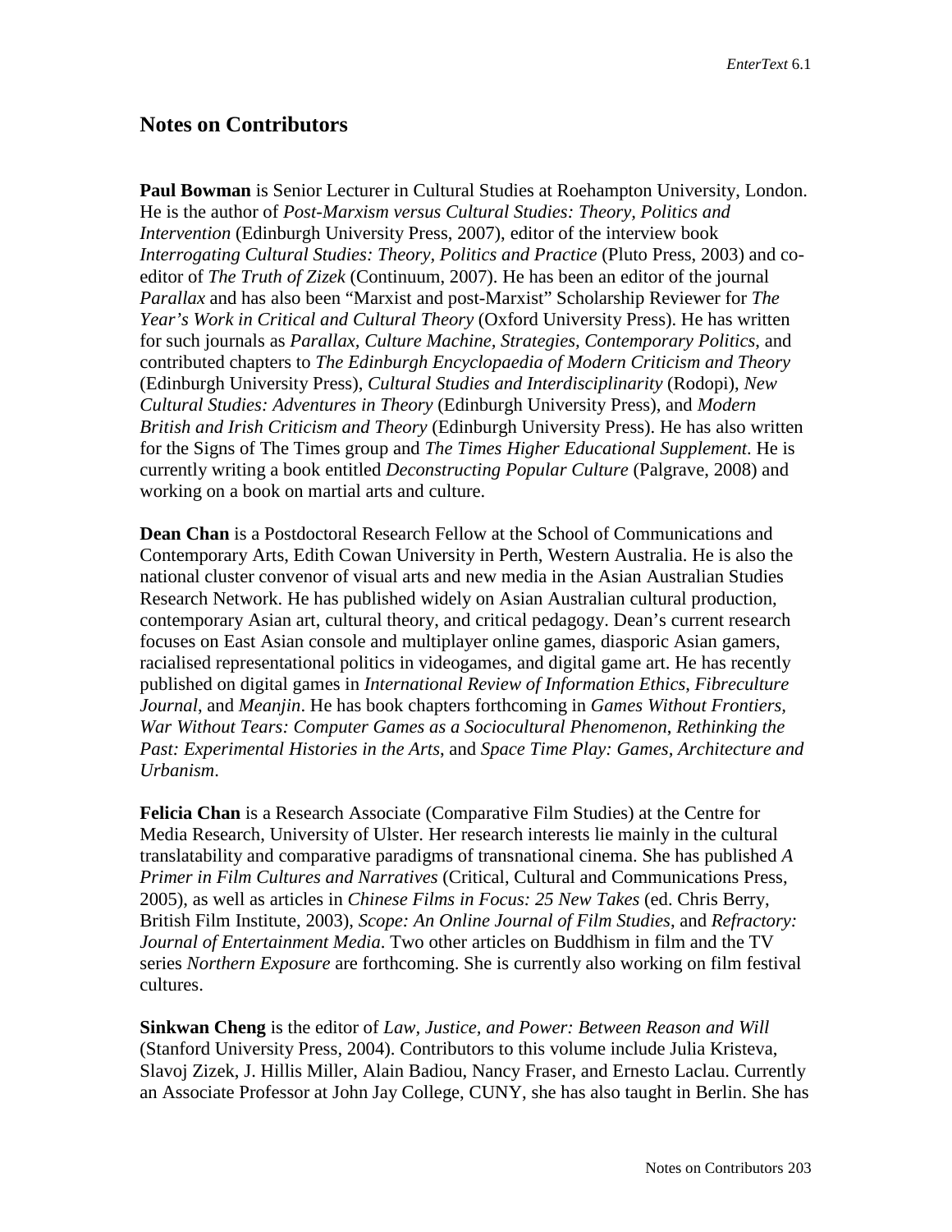## Notes on Contributors

**Paul Bowman** is Senior Lecturer in Cultural Studies at Roehampton University, London. He is the author of *Post-Marxism versus Cultural Studies: Theory, Politics and Intervention* (Edinburgh University Press, 2007), editor of the interview book *Interrogating Cultural Studies: Theory, Politics and Practice* (Pluto Press, 2003) and co-editor of *The Truth of Zizek* (Continuum, 2007). He has been an editor of the journal *Parallax* and has also been "Marxist and post-Marxist" Scholarship Reviewer for *The Year's Work in Critical and Cultural Theory* (Oxford University Press). He has written for such journals as *Parallax*, *Culture Machine*, *Strategies*, *Contemporary Politics*, and contributed chapters to *The Edinburgh Encyclopaedia of Modern Criticism and Theory* (Edinburgh University Press), *Cultural Studies and Interdisciplinarity* (Rodopi), *New Cultural Studies: Adventures in Theory* (Edinburgh University Press), and *Modern British and Irish Criticism and Theory* (Edinburgh University Press). He has also written for the Signs of The Times group and *The Times Higher Educational Supplement*. He is currently writing a book entitled *Deconstructing Popular Culture* (Palgrave, 2008) and working on a book on martial arts and culture.

**Dean Chan** is a Postdoctoral Research Fellow at the School of Communications and Contemporary Arts, Edith Cowan University in Perth, Western Australia. He is also the national cluster convenor of visual arts and new media in the Asian Australian Studies Research Network. He has published widely on Asian Australian cultural production, contemporary Asian art, cultural theory, and critical pedagogy. Dean's current research focuses on East Asian console and multiplayer online games, diasporic Asian gamers, racialised representational politics in videogames, and digital game art. He has recently published on digital games in *International Review of Information Ethics*, *Fibreculture Journal*, and *Meanjin*. He has book chapters forthcoming in *Games Without Frontiers, War Without Tears: Computer Games as a Sociocultural Phenomenon*, *Rethinking the Past: Experimental Histories in the Arts*, and *Space Time Play: Games, Architecture and Urbanism*.

**Felicia Chan** is a Research Associate (Comparative Film Studies) at the Centre for Media Research, University of Ulster. Her research interests lie mainly in the cultural translatability and comparative paradigms of transnational cinema. She has published *A Primer in Film Cultures and Narratives* (Critical, Cultural and Communications Press, 2005), as well as articles in *Chinese Films in Focus: 25 New Takes* (ed. Chris Berry, British Film Institute, 2003), *Scope: An Online Journal of Film Studies*, and *Refractory: Journal of Entertainment Media*. Two other articles on Buddhism in film and the TV series *Northern Exposure* are forthcoming. She is currently also working on film festival cultures.

**Sinkwan Cheng** is the editor of *Law, Justice, and Power: Between Reason and Will* (Stanford University Press, 2004). Contributors to this volume include Julia Kristeva, Slavoj Zizek, J. Hillis Miller, Alain Badiou, Nancy Fraser, and Ernesto Laclau. Currently an Associate Professor at John Jay College, CUNY, she has also taught in Berlin. She has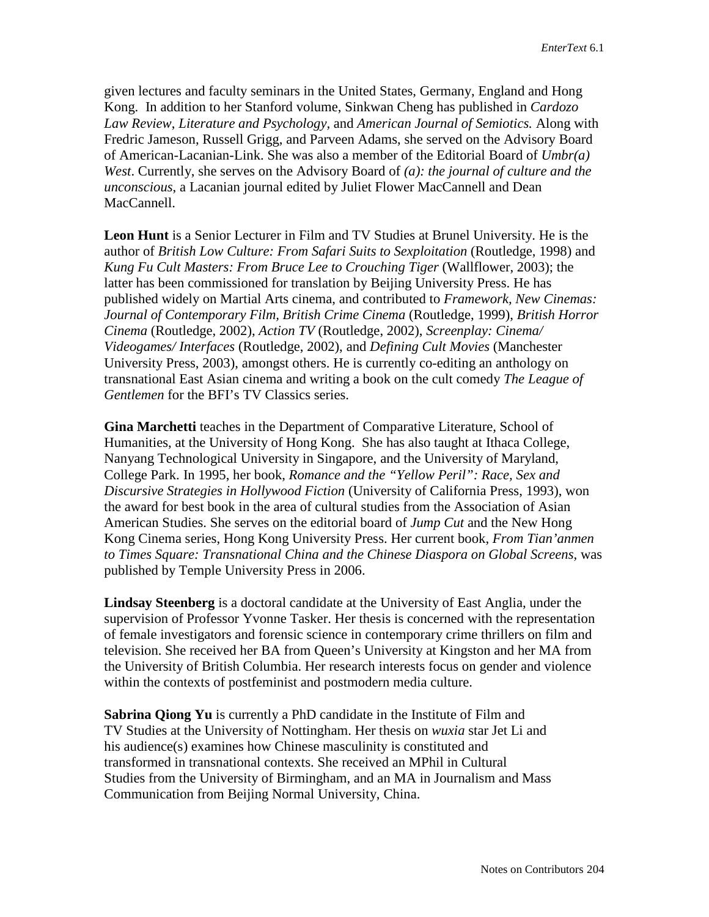given lectures and faculty seminars in the United States, Germany, England and Hong Kong. In addition to her Stanford volume, Sinkwan Cheng has published in *Cardozo Law Review*, *Literature and Psychology*, and *American Journal of Semiotics.* Along with Fredric Jameson, Russell Grigg, and Parveen Adams, she served on the Advisory Board of American-Lacanian-Link. She was also a member of the Editorial Board of *Umbr(a) West*. Currently, she serves on the Advisory Board of *(a): the journal of culture and the unconscious*, a Lacanian journal edited by Juliet Flower MacCannell and Dean MacCannell.

**Leon Hunt** is a Senior Lecturer in Film and TV Studies at Brunel University. He is the author of *British Low Culture: From Safari Suits to Sexploitation* (Routledge, 1998) and *Kung Fu Cult Masters: From Bruce Lee to Crouching Tiger* (Wallflower, 2003); the latter has been commissioned for translation by Beijing University Press. He has published widely on Martial Arts cinema, and contributed to *Framework, New Cinemas: Journal of Contemporary Film, British Crime Cinema* (Routledge, 1999), *British Horror Cinema* (Routledge, 2002), *Action TV* (Routledge, 2002), *Screenplay: Cinema/ Videogames/ Interfaces* (Routledge, 2002), and *Defining Cult Movies* (Manchester University Press, 2003), amongst others. He is currently co-editing an anthology on transnational East Asian cinema and writing a book on the cult comedy *The League of Gentlemen* for the BFI's TV Classics series.

**Gina Marchetti** teaches in the Department of Comparative Literature, School of Humanities, at the University of Hong Kong. She has also taught at Ithaca College, Nanyang Technological University in Singapore, and the University of Maryland, College Park. In 1995, her book, *Romance and the "Yellow Peril": Race, Sex and Discursive Strategies in Hollywood Fiction* (University of California Press, 1993), won the award for best book in the area of cultural studies from the Association of Asian American Studies. She serves on the editorial board of *Jump Cut* and the New Hong Kong Cinema series, Hong Kong University Press. Her current book, *From Tian'anmen to Times Square: Transnational China and the Chinese Diaspora on Global Screens*, was published by Temple University Press in 2006.

**Lindsay Steenberg** is a doctoral candidate at the University of East Anglia, under the supervision of Professor Yvonne Tasker. Her thesis is concerned with the representation of female investigators and forensic science in contemporary crime thrillers on film and television. She received her BA from Queen's University at Kingston and her MA from the University of British Columbia. Her research interests focus on gender and violence within the contexts of postfeminist and postmodern media culture.

**Sabrina Qiong Yu** is currently a PhD candidate in the Institute of Film and TV Studies at the University of Nottingham. Her thesis on *wuxia* star Jet Li and his audience(s) examines how Chinese masculinity is constituted and transformed in transnational contexts. She received an MPhil in Cultural Studies from the University of Birmingham, and an MA in Journalism and Mass Communication from Beijing Normal University, China.